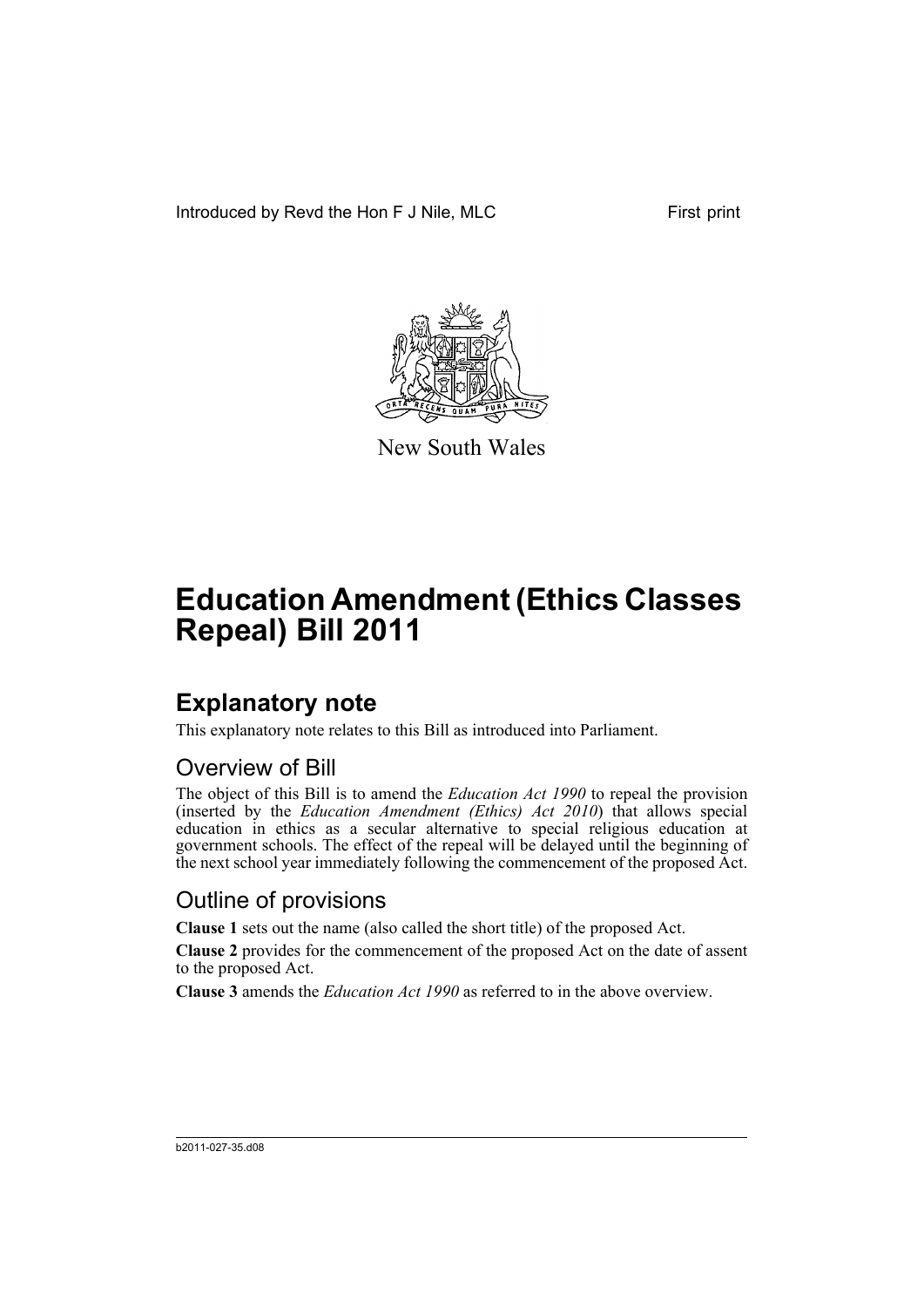Introduced by Revd the Hon F J Nile, MLC

First print

New South Wales

# Education Amendment (Ethics Classes Repeal) Bill 2011

## Explanatory note

This explanatory note relates to this Bill as introduced into Parliament.

### Overview of Bill

The object of this Bill is to amend the *Education Act 1990* to repeal the provision (inserted by the *Education Amendment (Ethics) Act 2010*) that allows special education in ethics as a secular alternative to special religious education at government schools. The effect of the repeal will be delayed until the beginning of the next school year immediately following the commencement of the proposed Act.

### Outline of provisions

**Clause 1** sets out the name (also called the short title) of the proposed Act.

**Clause 2** provides for the commencement of the proposed Act on the date of assent to the proposed Act.

**Clause 3** amends the *Education Act 1990* as referred to in the above overview.

b2011-027-35.d08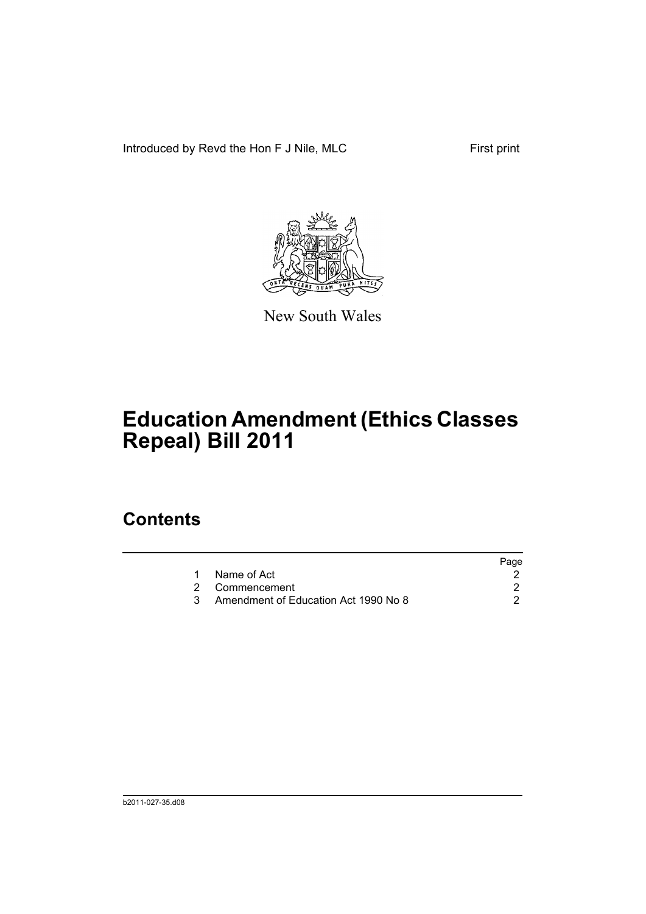Introduced by Revd the Hon F J Nile, MLC

First print

New South Wales

# Education Amendment (Ethics Classes Repeal) Bill 2011

## Contents

| | | Page |
|---|---|---|
| 1 | Name of Act | 2 |
| 2 | Commencement | 2 |
| 3 | Amendment of Education Act 1990 No 8 | 2 |

b2011-027-35.d08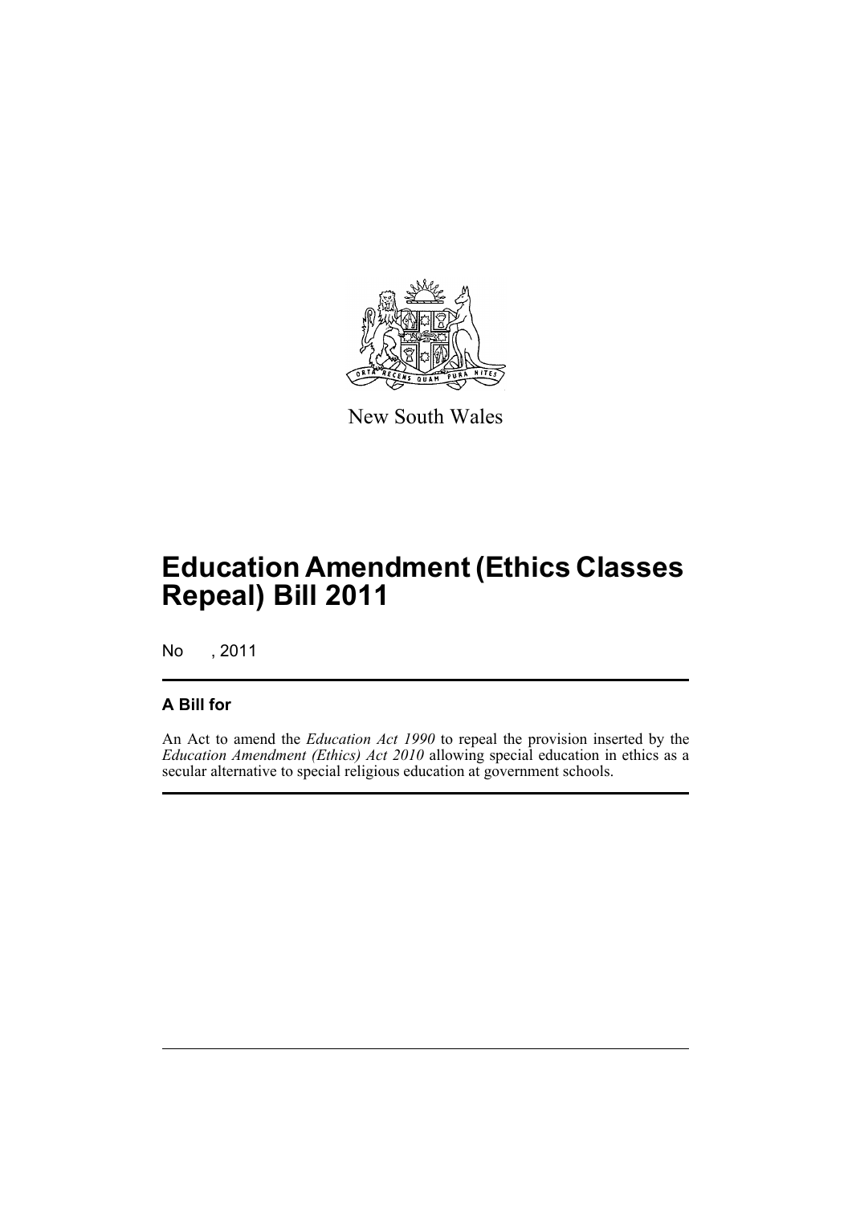New South Wales

# Education Amendment (Ethics Classes Repeal) Bill 2011

No , 2011

## A Bill for

An Act to amend the *Education Act 1990* to repeal the provision inserted by the *Education Amendment (Ethics) Act 2010* allowing special education in ethics as a secular alternative to special religious education at government schools.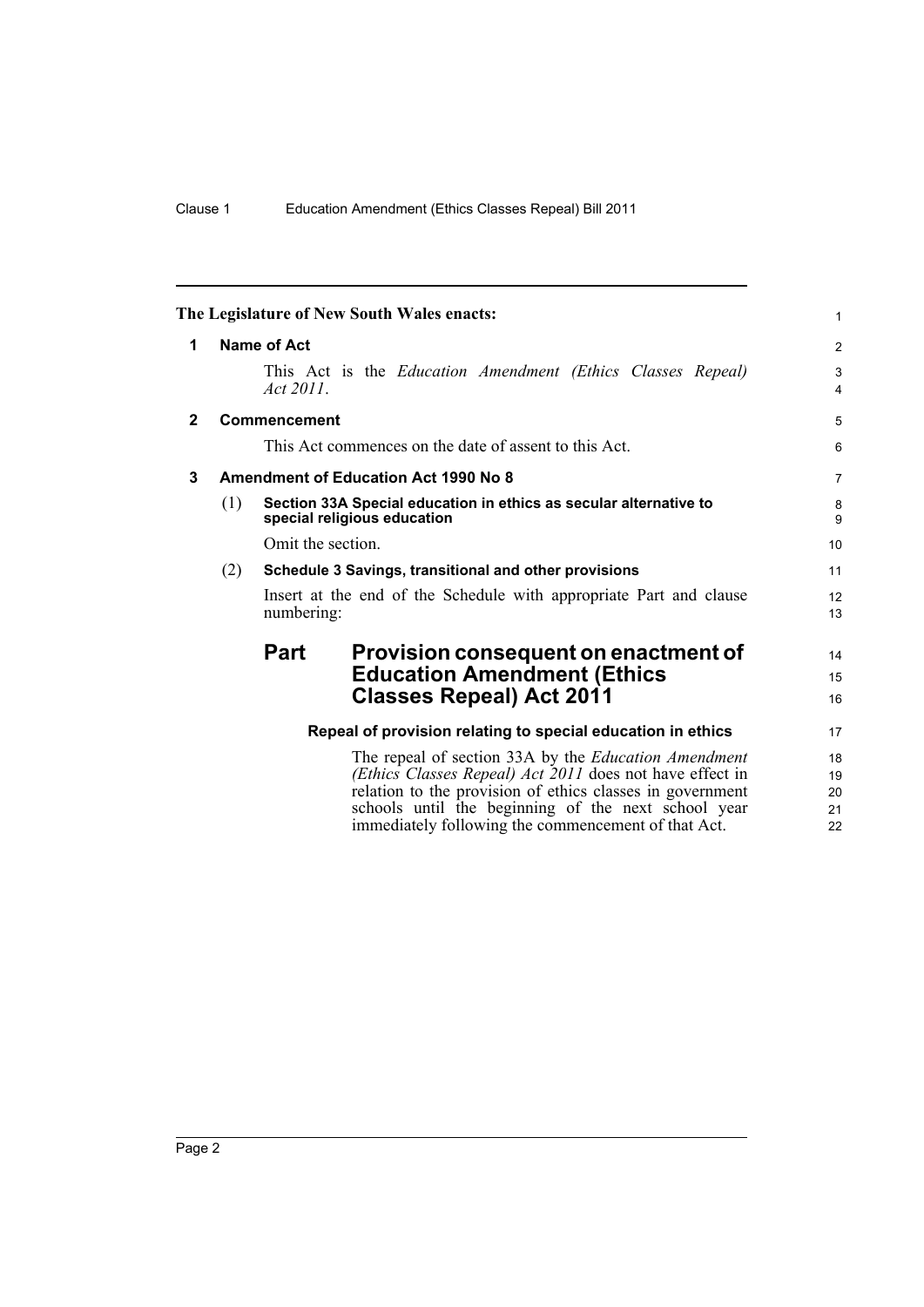The Legislature of New South Wales enacts:

## 1 Name of Act

This Act is the *Education Amendment (Ethics Classes Repeal) Act 2011*.

## 2 Commencement

This Act commences on the date of assent to this Act.

## 3 Amendment of Education Act 1990 No 8

(1) **Section 33A Special education in ethics as secular alternative to special religious education**

Omit the section.

(2) **Schedule 3 Savings, transitional and other provisions**

Insert at the end of the Schedule with appropriate Part and clause numbering:

### Part Provision consequent on enactment of Education Amendment (Ethics Classes Repeal) Act 2011

**Repeal of provision relating to special education in ethics**

The repeal of section 33A by the *Education Amendment (Ethics Classes Repeal) Act 2011* does not have effect in relation to the provision of ethics classes in government schools until the beginning of the next school year immediately following the commencement of that Act.